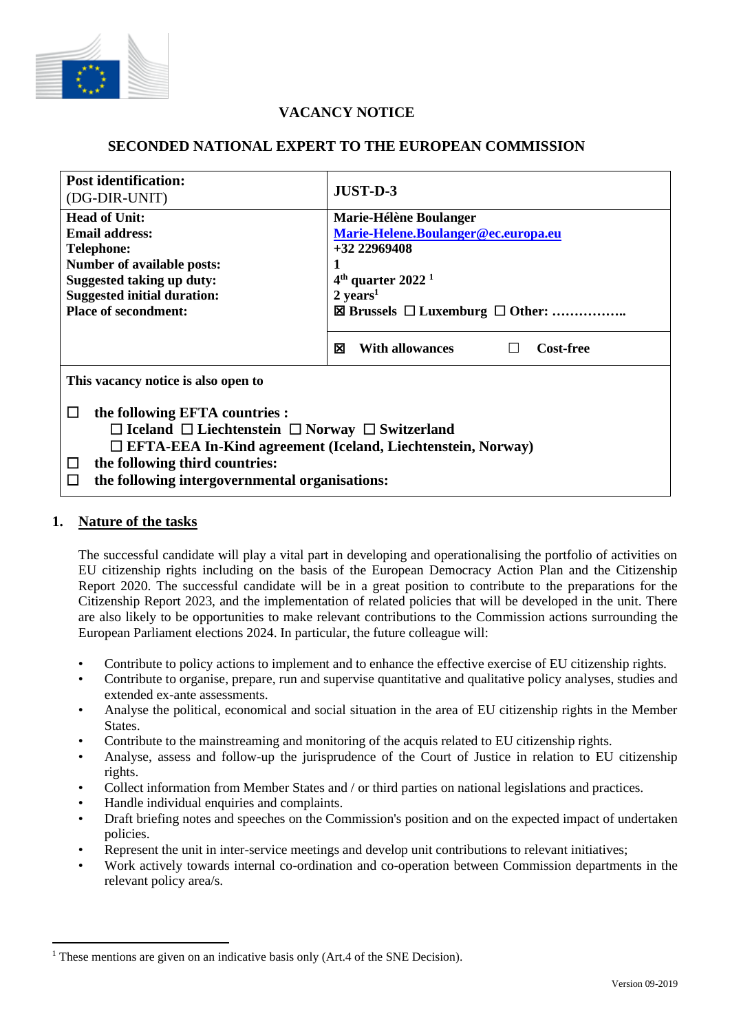# VACANCY NOTICE

## SECONDED NATIONAL EXPERT TO THE EUROPEAN COMMISSION

| **Post identification:** (DG-DIR-UNIT) | **JUST-D-3** |
|---|---|
| **Head of Unit:**<br>**Email address:**<br>**Telephone:**<br>**Number of available posts:**<br>**Suggested taking up duty:**<br>**Suggested initial duration:**<br>**Place of secondment:** | **Marie-Hélène Boulanger**<br>**Marie-Helene.Boulanger@ec.europa.eu**<br>**+32 22969408**<br>**1**<br>**4th quarter 2022** [1]<br>**2 years**[1]<br>☒ **Brussels** ☐ **Luxemburg** ☐ **Other: ……………..** |
| | ☒ **With allowances** ☐ **Cost-free** |

**This vacancy notice is also open to**

☐ **the following EFTA countries :**
  ☐ **Iceland** ☐ **Liechtenstein** ☐ **Norway** ☐ **Switzerland**
  ☐ **EFTA-EEA In-Kind agreement (Iceland, Liechtenstein, Norway)**

☐ **the following third countries:**

☐ **the following intergovernmental organisations:**

## 1. Nature of the tasks

The successful candidate will play a vital part in developing and operationalising the portfolio of activities on EU citizenship rights including on the basis of the European Democracy Action Plan and the Citizenship Report 2020. The successful candidate will be in a great position to contribute to the preparations for the Citizenship Report 2023, and the implementation of related policies that will be developed in the unit. There are also likely to be opportunities to make relevant contributions to the Commission actions surrounding the European Parliament elections 2024. In particular, the future colleague will:

- Contribute to policy actions to implement and to enhance the effective exercise of EU citizenship rights.
- Contribute to organise, prepare, run and supervise quantitative and qualitative policy analyses, studies and extended ex-ante assessments.
- Analyse the political, economical and social situation in the area of EU citizenship rights in the Member States.
- Contribute to the mainstreaming and monitoring of the acquis related to EU citizenship rights.
- Analyse, assess and follow-up the jurisprudence of the Court of Justice in relation to EU citizenship rights.
- Collect information from Member States and / or third parties on national legislations and practices.
- Handle individual enquiries and complaints.
- Draft briefing notes and speeches on the Commission's position and on the expected impact of undertaken policies.
- Represent the unit in inter-service meetings and develop unit contributions to relevant initiatives;
- Work actively towards internal co-ordination and co-operation between Commission departments in the relevant policy area/s.

[1] These mentions are given on an indicative basis only (Art.4 of the SNE Decision).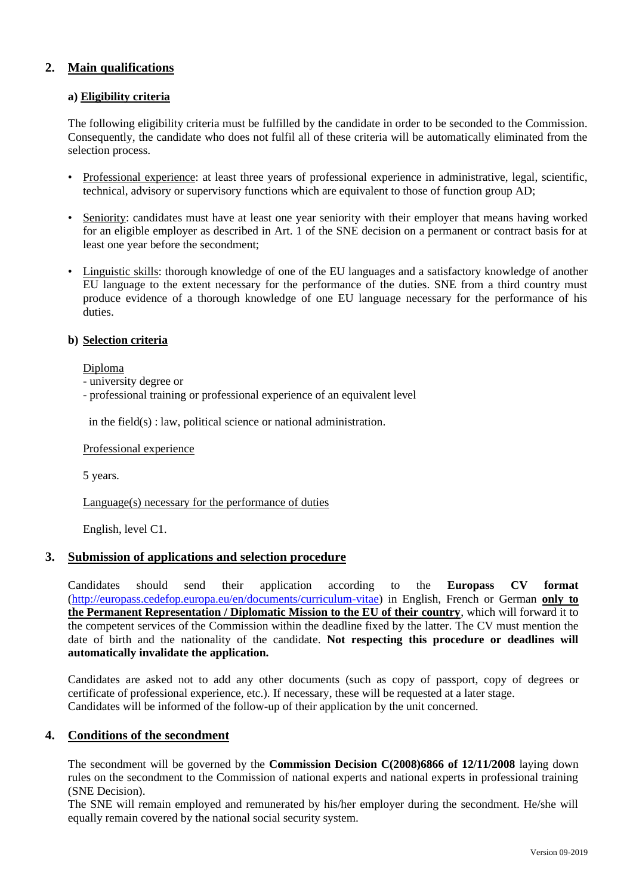## 2. Main qualifications

### a) Eligibility criteria

The following eligibility criteria must be fulfilled by the candidate in order to be seconded to the Commission. Consequently, the candidate who does not fulfil all of these criteria will be automatically eliminated from the selection process.

- Professional experience: at least three years of professional experience in administrative, legal, scientific, technical, advisory or supervisory functions which are equivalent to those of function group AD;
- Seniority: candidates must have at least one year seniority with their employer that means having worked for an eligible employer as described in Art. 1 of the SNE decision on a permanent or contract basis for at least one year before the secondment;
- Linguistic skills: thorough knowledge of one of the EU languages and a satisfactory knowledge of another EU language to the extent necessary for the performance of the duties. SNE from a third country must produce evidence of a thorough knowledge of one EU language necessary for the performance of his duties.

### b) Selection criteria

Diploma

- university degree or
- professional training or professional experience of an equivalent level

in the field(s) : law, political science or national administration.

Professional experience

5 years.

Language(s) necessary for the performance of duties

English, level C1.

## 3. Submission of applications and selection procedure

Candidates should send their application according to the **Europass CV format** (http://europass.cedefop.europa.eu/en/documents/curriculum-vitae) in English, French or German **only to the Permanent Representation / Diplomatic Mission to the EU of their country**, which will forward it to the competent services of the Commission within the deadline fixed by the latter. The CV must mention the date of birth and the nationality of the candidate. **Not respecting this procedure or deadlines will automatically invalidate the application.**

Candidates are asked not to add any other documents (such as copy of passport, copy of degrees or certificate of professional experience, etc.). If necessary, these will be requested at a later stage.
Candidates will be informed of the follow-up of their application by the unit concerned.

## 4. Conditions of the secondment

The secondment will be governed by the **Commission Decision C(2008)6866 of 12/11/2008** laying down rules on the secondment to the Commission of national experts and national experts in professional training (SNE Decision).
The SNE will remain employed and remunerated by his/her employer during the secondment. He/she will equally remain covered by the national social security system.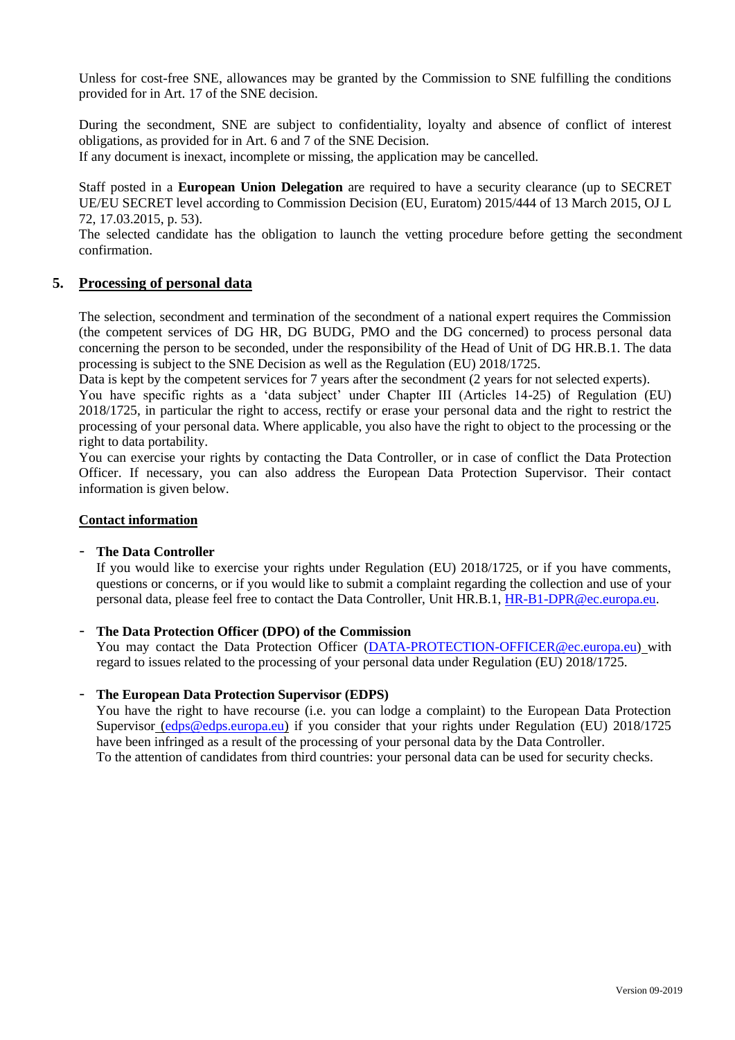Unless for cost-free SNE, allowances may be granted by the Commission to SNE fulfilling the conditions provided for in Art. 17 of the SNE decision.

During the secondment, SNE are subject to confidentiality, loyalty and absence of conflict of interest obligations, as provided for in Art. 6 and 7 of the SNE Decision.
If any document is inexact, incomplete or missing, the application may be cancelled.

Staff posted in a **European Union Delegation** are required to have a security clearance (up to SECRET UE/EU SECRET level according to Commission Decision (EU, Euratom) 2015/444 of 13 March 2015, OJ L 72, 17.03.2015, p. 53).
The selected candidate has the obligation to launch the vetting procedure before getting the secondment confirmation.

## 5. Processing of personal data

The selection, secondment and termination of the secondment of a national expert requires the Commission (the competent services of DG HR, DG BUDG, PMO and the DG concerned) to process personal data concerning the person to be seconded, under the responsibility of the Head of Unit of DG HR.B.1. The data processing is subject to the SNE Decision as well as the Regulation (EU) 2018/1725.
Data is kept by the competent services for 7 years after the secondment (2 years for not selected experts).
You have specific rights as a 'data subject' under Chapter III (Articles 14-25) of Regulation (EU) 2018/1725, in particular the right to access, rectify or erase your personal data and the right to restrict the processing of your personal data. Where applicable, you also have the right to object to the processing or the right to data portability.
You can exercise your rights by contacting the Data Controller, or in case of conflict the Data Protection Officer. If necessary, you can also address the European Data Protection Supervisor. Their contact information is given below.

**Contact information**

- **The Data Controller**
  If you would like to exercise your rights under Regulation (EU) 2018/1725, or if you have comments, questions or concerns, or if you would like to submit a complaint regarding the collection and use of your personal data, please feel free to contact the Data Controller, Unit HR.B.1, HR-B1-DPR@ec.europa.eu.

- **The Data Protection Officer (DPO) of the Commission**
  You may contact the Data Protection Officer (DATA-PROTECTION-OFFICER@ec.europa.eu) with regard to issues related to the processing of your personal data under Regulation (EU) 2018/1725.

- **The European Data Protection Supervisor (EDPS)**
  You have the right to have recourse (i.e. you can lodge a complaint) to the European Data Protection Supervisor (edps@edps.europa.eu) if you consider that your rights under Regulation (EU) 2018/1725 have been infringed as a result of the processing of your personal data by the Data Controller.
  To the attention of candidates from third countries: your personal data can be used for security checks.

Version 09-2019